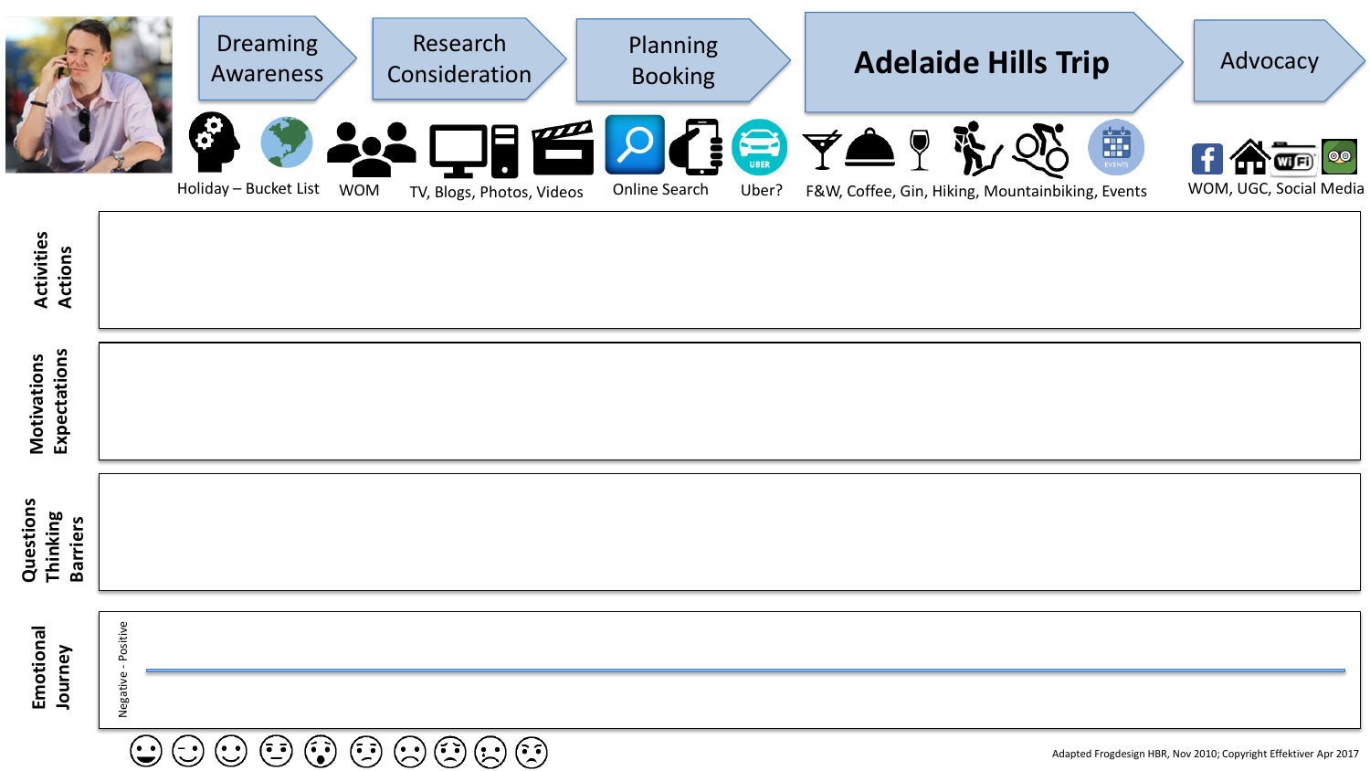| Dreaming Awareness | Research Consideration | Planning Booking | Adelaide Hills Trip | Advocacy |
| --- | --- | --- | --- | --- |
| Holiday – Bucket List; WOM | TV, Blogs, Photos, Videos | Online Search; Uber? | F&W, Coffee, Gin, Hiking, Mountainbiking, Events | WOM, UGC, Social Media |

**Activities Actions**

**Motivations Expectations**

**Questions Thinking Barriers**

**Emotional Journey**

Negative - Positive

Adapted Frogdesign HBR, Nov 2010; Copyright Effektiver Apr 2017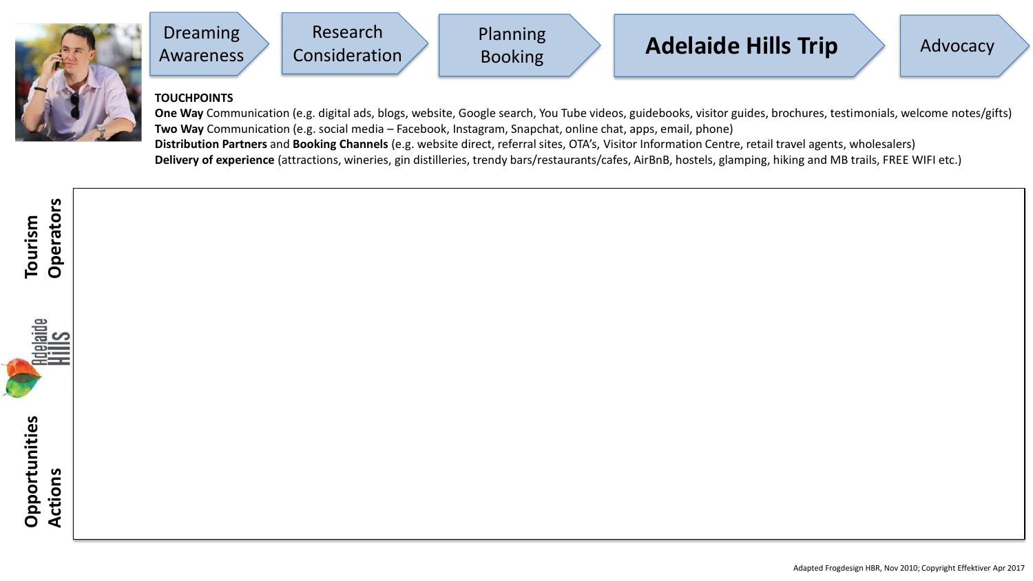Dreaming Awareness → Research Consideration → Planning Booking → **Adelaide Hills Trip** → Advocacy

**TOUCHPOINTS**

**One Way** Communication (e.g. digital ads, blogs, website, Google search, You Tube videos, guidebooks, visitor guides, brochures, testimonials, welcome notes/gifts)

**Two Way** Communication (e.g. social media – Facebook, Instagram, Snapchat, online chat, apps, email, phone)

**Distribution Partners** and **Booking Channels** (e.g. website direct, referral sites, OTA's, Visitor Information Centre, retail travel agents, wholesalers)

**Delivery of experience** (attractions, wineries, gin distilleries, trendy bars/restaurants/cafes, AirBnB, hostels, glamping, hiking and MB trails, FREE WIFI etc.)

**Tourism Operators**

Adelaide Hills

**Opportunities Actions**

Adapted Frogdesign HBR, Nov 2010; Copyright Effektiver Apr 2017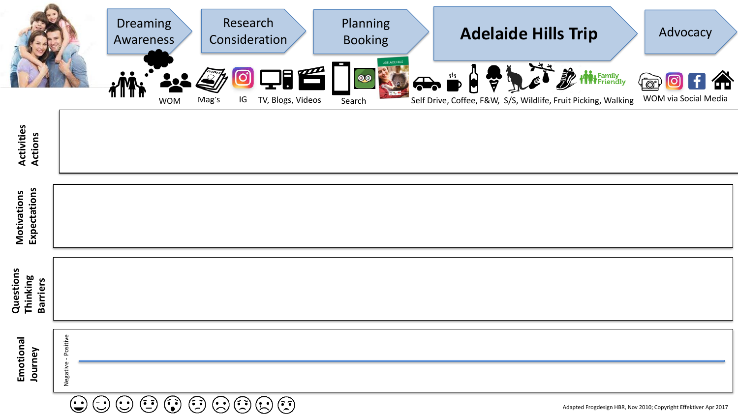| Dreaming Awareness | Research Consideration | Planning Booking | Adelaide Hills Trip | Advocacy |
|---|---|---|---|---|
| WOM, Mag's | IG, TV, Blogs, Videos | Search | Self Drive, Coffee, F&W, S/S, Wildlife, Fruit Picking, Walking, Family Friendly | WOM via Social Media |

**Activities Actions**

**Motivations Expectations**

**Questions Thinking Barriers**

**Emotional Journey**

Negative - Positive

Adapted Frogdesign HBR, Nov 2010; Copyright Effektiver Apr 2017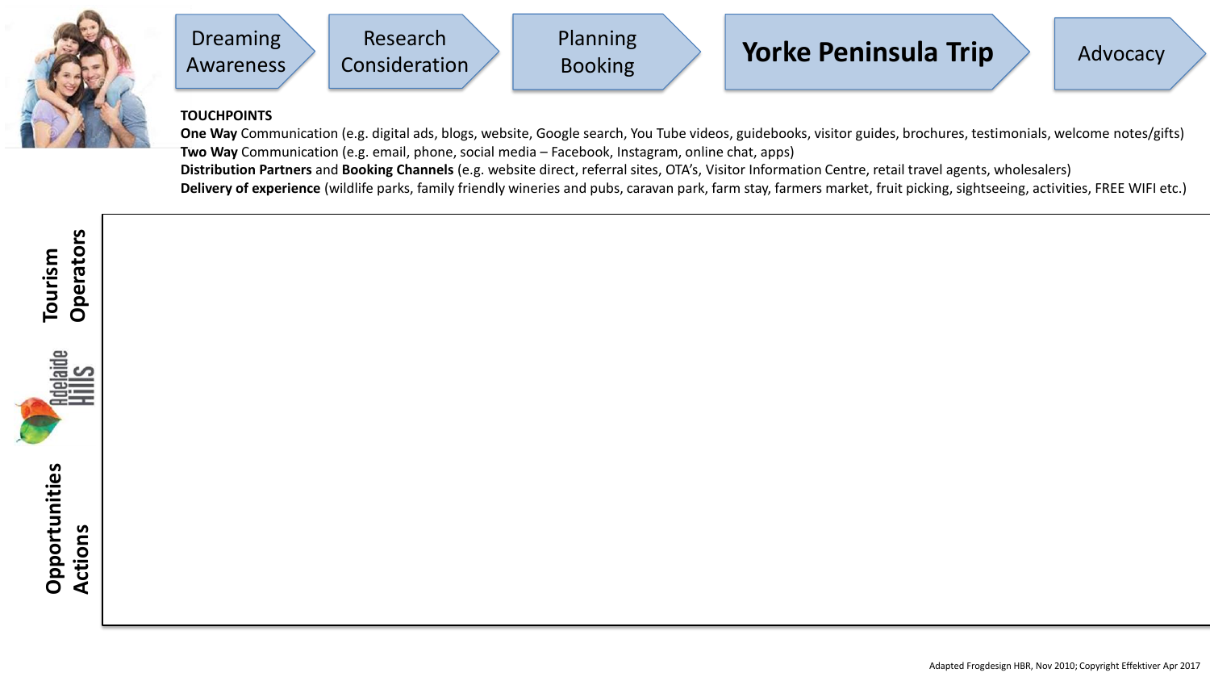Dreaming Awareness → Research Consideration → Planning Booking → **Yorke Peninsula Trip** → Advocacy

**TOUCHPOINTS**

**One Way** Communication (e.g. digital ads, blogs, website, Google search, You Tube videos, guidebooks, visitor guides, brochures, testimonials, welcome notes/gifts)

**Two Way** Communication (e.g. email, phone, social media – Facebook, Instagram, online chat, apps)

**Distribution Partners** and **Booking Channels** (e.g. website direct, referral sites, OTA's, Visitor Information Centre, retail travel agents, wholesalers)

**Delivery of experience** (wildlife parks, family friendly wineries and pubs, caravan park, farm stay, farmers market, fruit picking, sightseeing, activities, FREE WIFI etc.)

**Tourism Operators**

Adelaide Hills

**Opportunities Actions**

Adapted Frogdesign HBR, Nov 2010; Copyright Effektiver Apr 2017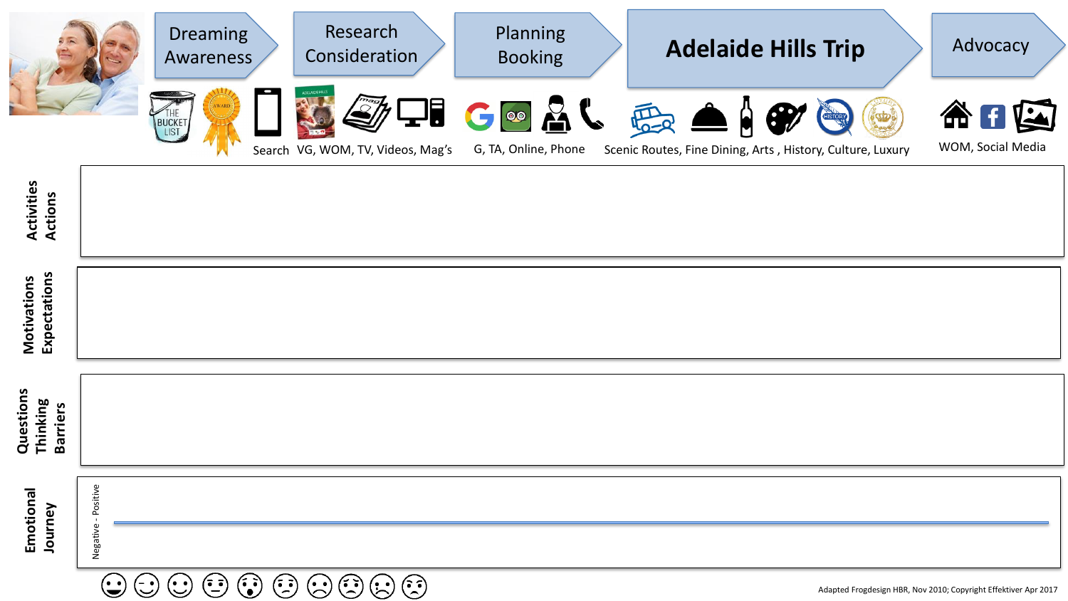| Dreaming Awareness | Research Consideration | Planning Booking | Adelaide Hills Trip | Advocacy |
|---|---|---|---|---|
| Search | VG, WOM, TV, Videos, Mag's | G, TA, Online, Phone | Scenic Routes, Fine Dining, Arts , History, Culture, Luxury | WOM, Social Media |

**Activities Actions**

**Motivations Expectations**

**Questions Thinking Barriers**

**Emotional Journey**

Negative - Positive

Adapted Frogdesign HBR, Nov 2010; Copyright Effektiver Apr 2017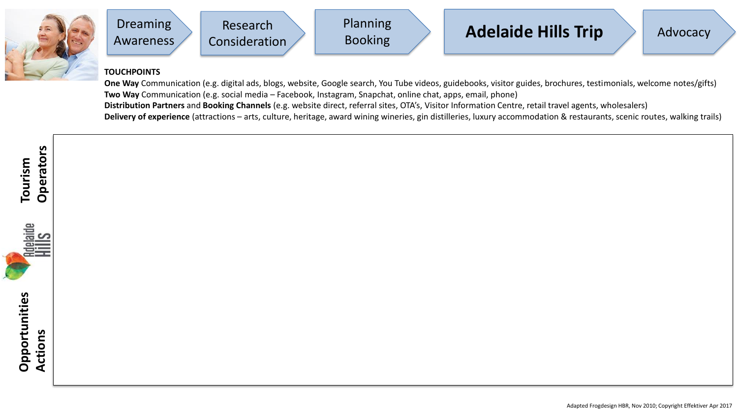Dreaming Awareness → Research Consideration → Planning Booking → **Adelaide Hills Trip** → Advocacy

**TOUCHPOINTS**

**One Way** Communication (e.g. digital ads, blogs, website, Google search, You Tube videos, guidebooks, visitor guides, brochures, testimonials, welcome notes/gifts)

**Two Way** Communication (e.g. social media – Facebook, Instagram, Snapchat, online chat, apps, email, phone)

**Distribution Partners** and **Booking Channels** (e.g. website direct, referral sites, OTA's, Visitor Information Centre, retail travel agents, wholesalers)

**Delivery of experience** (attractions – arts, culture, heritage, award wining wineries, gin distilleries, luxury accommodation & restaurants, scenic routes, walking trails)

**Tourism Operators**

Adelaide Hills

**Opportunities Actions**

Adapted Frogdesign HBR, Nov 2010; Copyright Effektiver Apr 2017